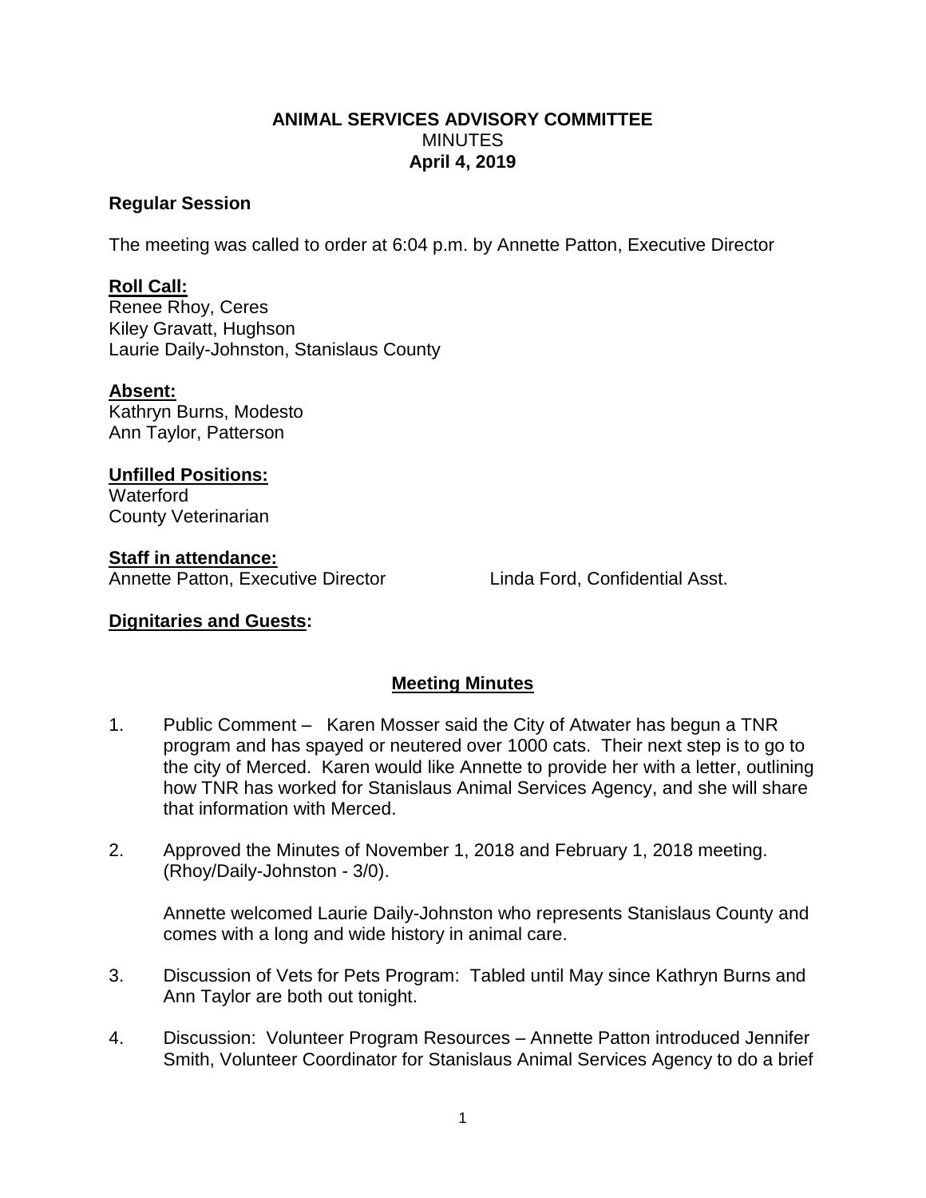**ANIMAL SERVICES ADVISORY COMMITTEE**
MINUTES
**April 4, 2019**

**Regular Session**

The meeting was called to order at 6:04 p.m. by Annette Patton, Executive Director

**Roll Call:**
Renee Rhoy, Ceres
Kiley Gravatt, Hughson
Laurie Daily-Johnston, Stanislaus County

**Absent:**
Kathryn Burns, Modesto
Ann Taylor, Patterson

**Unfilled Positions:**
Waterford
County Veterinarian

**Staff in attendance:**
Annette Patton, Executive Director        Linda Ford, Confidential Asst.

**Dignitaries and Guests:**

**Meeting Minutes**

1. Public Comment – Karen Mosser said the City of Atwater has begun a TNR program and has spayed or neutered over 1000 cats. Their next step is to go to the city of Merced. Karen would like Annette to provide her with a letter, outlining how TNR has worked for Stanislaus Animal Services Agency, and she will share that information with Merced.

2. Approved the Minutes of November 1, 2018 and February 1, 2018 meeting. (Rhoy/Daily-Johnston - 3/0).

   Annette welcomed Laurie Daily-Johnston who represents Stanislaus County and comes with a long and wide history in animal care.

3. Discussion of Vets for Pets Program: Tabled until May since Kathryn Burns and Ann Taylor are both out tonight.

4. Discussion: Volunteer Program Resources – Annette Patton introduced Jennifer Smith, Volunteer Coordinator for Stanislaus Animal Services Agency to do a brief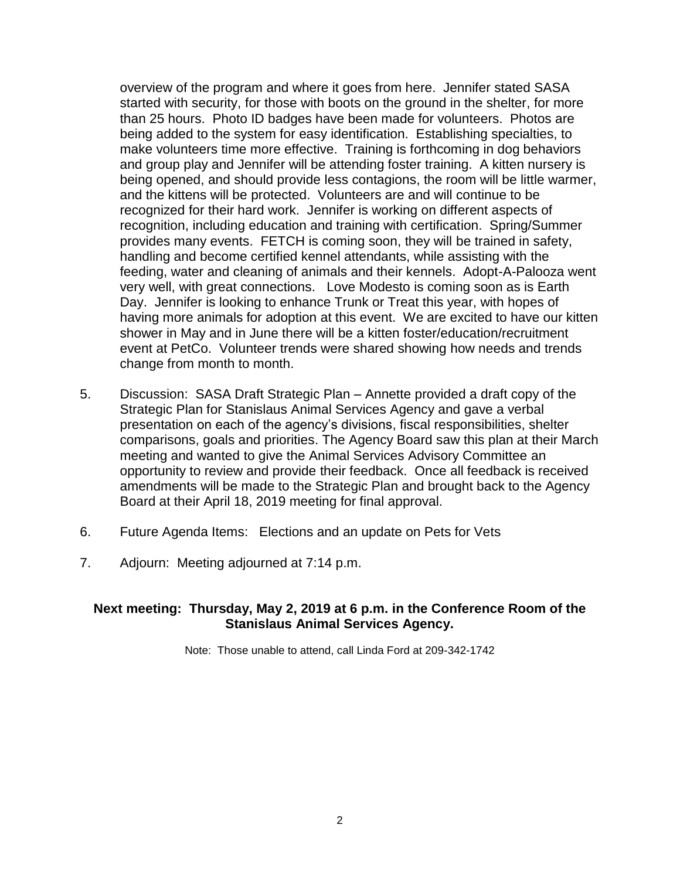overview of the program and where it goes from here. Jennifer stated SASA started with security, for those with boots on the ground in the shelter, for more than 25 hours. Photo ID badges have been made for volunteers. Photos are being added to the system for easy identification. Establishing specialties, to make volunteers time more effective. Training is forthcoming in dog behaviors and group play and Jennifer will be attending foster training. A kitten nursery is being opened, and should provide less contagions, the room will be little warmer, and the kittens will be protected. Volunteers are and will continue to be recognized for their hard work. Jennifer is working on different aspects of recognition, including education and training with certification. Spring/Summer provides many events. FETCH is coming soon, they will be trained in safety, handling and become certified kennel attendants, while assisting with the feeding, water and cleaning of animals and their kennels. Adopt-A-Palooza went very well, with great connections. Love Modesto is coming soon as is Earth Day. Jennifer is looking to enhance Trunk or Treat this year, with hopes of having more animals for adoption at this event. We are excited to have our kitten shower in May and in June there will be a kitten foster/education/recruitment event at PetCo. Volunteer trends were shared showing how needs and trends change from month to month.

5. Discussion: SASA Draft Strategic Plan – Annette provided a draft copy of the Strategic Plan for Stanislaus Animal Services Agency and gave a verbal presentation on each of the agency's divisions, fiscal responsibilities, shelter comparisons, goals and priorities. The Agency Board saw this plan at their March meeting and wanted to give the Animal Services Advisory Committee an opportunity to review and provide their feedback. Once all feedback is received amendments will be made to the Strategic Plan and brought back to the Agency Board at their April 18, 2019 meeting for final approval.

6. Future Agenda Items: Elections and an update on Pets for Vets

7. Adjourn: Meeting adjourned at 7:14 p.m.

**Next meeting: Thursday, May 2, 2019 at 6 p.m. in the Conference Room of the Stanislaus Animal Services Agency.**

Note: Those unable to attend, call Linda Ford at 209-342-1742